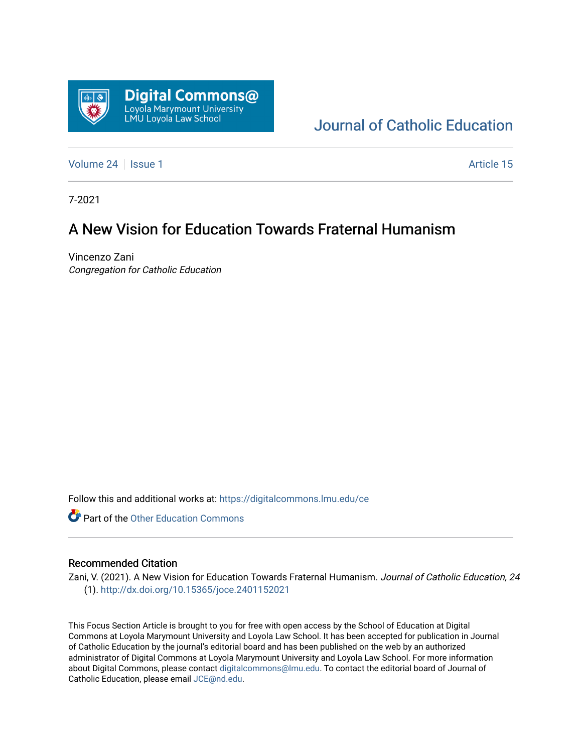Digital Commons@ Loyola Marymount University LMU Loyola Law School

Journal of Catholic Education

Volume 24 | Issue 1 | Article 15

7-2021

# A New Vision for Education Towards Fraternal Humanism

Vincenzo Zani
*Congregation for Catholic Education*

Follow this and additional works at: https://digitalcommons.lmu.edu/ce

Part of the Other Education Commons

## Recommended Citation

Zani, V. (2021). A New Vision for Education Towards Fraternal Humanism. *Journal of Catholic Education, 24* (1). http://dx.doi.org/10.15365/joce.2401152021

This Focus Section Article is brought to you for free with open access by the School of Education at Digital Commons at Loyola Marymount University and Loyola Law School. It has been accepted for publication in Journal of Catholic Education by the journal's editorial board and has been published on the web by an authorized administrator of Digital Commons at Loyola Marymount University and Loyola Law School. For more information about Digital Commons, please contact digitalcommons@lmu.edu. To contact the editorial board of Journal of Catholic Education, please email JCE@nd.edu.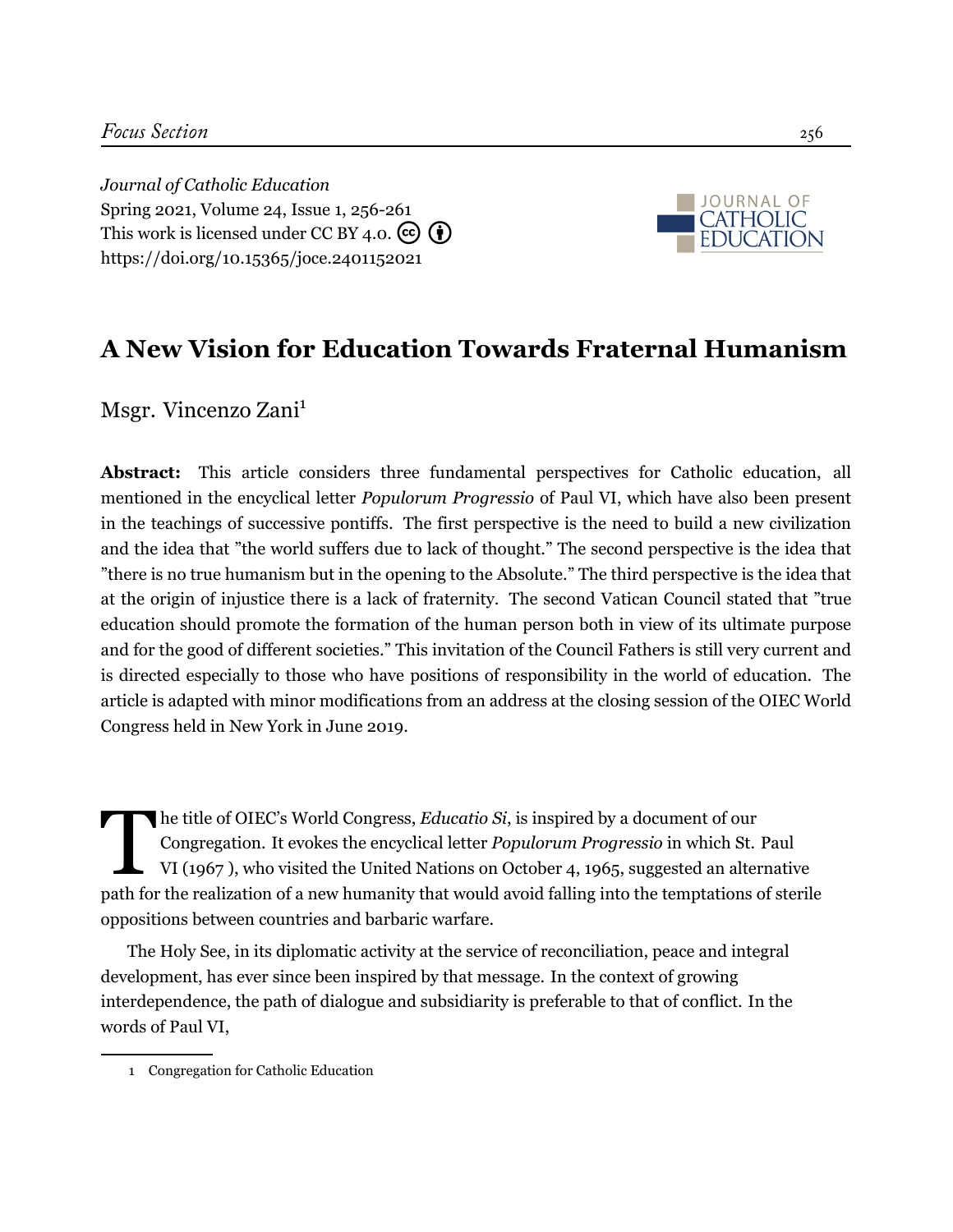Journal of Catholic Education
Spring 2021, Volume 24, Issue 1, 256-261
This work is licensed under CC BY 4.0.
https://doi.org/10.15365/joce.2401152021

# A New Vision for Education Towards Fraternal Humanism

Msgr. Vincenzo Zani[1]

**Abstract:** This article considers three fundamental perspectives for Catholic education, all mentioned in the encyclical letter *Populorum Progressio* of Paul VI, which have also been present in the teachings of successive pontiffs. The first perspective is the need to build a new civilization and the idea that "the world suffers due to lack of thought." The second perspective is the idea that "there is no true humanism but in the opening to the Absolute." The third perspective is the idea that at the origin of injustice there is a lack of fraternity. The second Vatican Council stated that "true education should promote the formation of the human person both in view of its ultimate purpose and for the good of different societies." This invitation of the Council Fathers is still very current and is directed especially to those who have positions of responsibility in the world of education. The article is adapted with minor modifications from an address at the closing session of the OIEC World Congress held in New York in June 2019.

The title of OIEC's World Congress, *Educatio Si*, is inspired by a document of our Congregation. It evokes the encyclical letter *Populorum Progressio* in which St. Paul VI (1967 ), who visited the United Nations on October 4, 1965, suggested an alternative path for the realization of a new humanity that would avoid falling into the temptations of sterile oppositions between countries and barbaric warfare.

The Holy See, in its diplomatic activity at the service of reconciliation, peace and integral development, has ever since been inspired by that message. In the context of growing interdependence, the path of dialogue and subsidiarity is preferable to that of conflict. In the words of Paul VI,

[1] Congregation for Catholic Education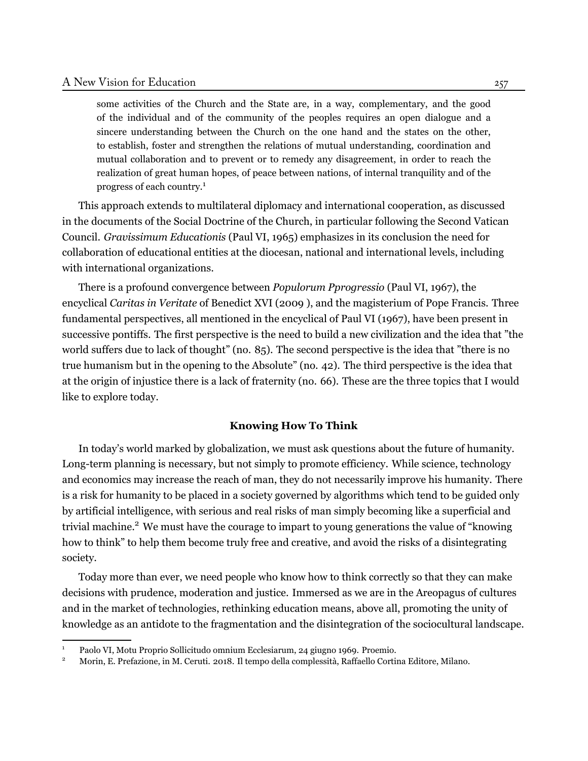> some activities of the Church and the State are, in a way, complementary, and the good of the individual and of the community of the peoples requires an open dialogue and a sincere understanding between the Church on the one hand and the states on the other, to establish, foster and strengthen the relations of mutual understanding, coordination and mutual collaboration and to prevent or to remedy any disagreement, in order to reach the realization of great human hopes, of peace between nations, of internal tranquility and of the progress of each country.[1]

This approach extends to multilateral diplomacy and international cooperation, as discussed in the documents of the Social Doctrine of the Church, in particular following the Second Vatican Council. *Gravissimum Educationis* (Paul VI, 1965) emphasizes in its conclusion the need for collaboration of educational entities at the diocesan, national and international levels, including with international organizations.

There is a profound convergence between *Populorum Pprogressio* (Paul VI, 1967), the encyclical *Caritas in Veritate* of Benedict XVI (2009 ), and the magisterium of Pope Francis. Three fundamental perspectives, all mentioned in the encyclical of Paul VI (1967), have been present in successive pontiffs. The first perspective is the need to build a new civilization and the idea that "the world suffers due to lack of thought" (no. 85). The second perspective is the idea that "there is no true humanism but in the opening to the Absolute" (no. 42). The third perspective is the idea that at the origin of injustice there is a lack of fraternity (no. 66). These are the three topics that I would like to explore today.

### Knowing How To Think

In today's world marked by globalization, we must ask questions about the future of humanity. Long-term planning is necessary, but not simply to promote efficiency. While science, technology and economics may increase the reach of man, they do not necessarily improve his humanity. There is a risk for humanity to be placed in a society governed by algorithms which tend to be guided only by artificial intelligence, with serious and real risks of man simply becoming like a superficial and trivial machine.[2] We must have the courage to impart to young generations the value of "knowing how to think" to help them become truly free and creative, and avoid the risks of a disintegrating society.

Today more than ever, we need people who know how to think correctly so that they can make decisions with prudence, moderation and justice. Immersed as we are in the Areopagus of cultures and in the market of technologies, rethinking education means, above all, promoting the unity of knowledge as an antidote to the fragmentation and the disintegration of the sociocultural landscape.

---

[1] Paolo VI, Motu Proprio Sollicitudo omnium Ecclesiarum, 24 giugno 1969. Proemio.

[2] Morin, E. Prefazione, in M. Ceruti. 2018. Il tempo della complessità, Raffaello Cortina Editore, Milano.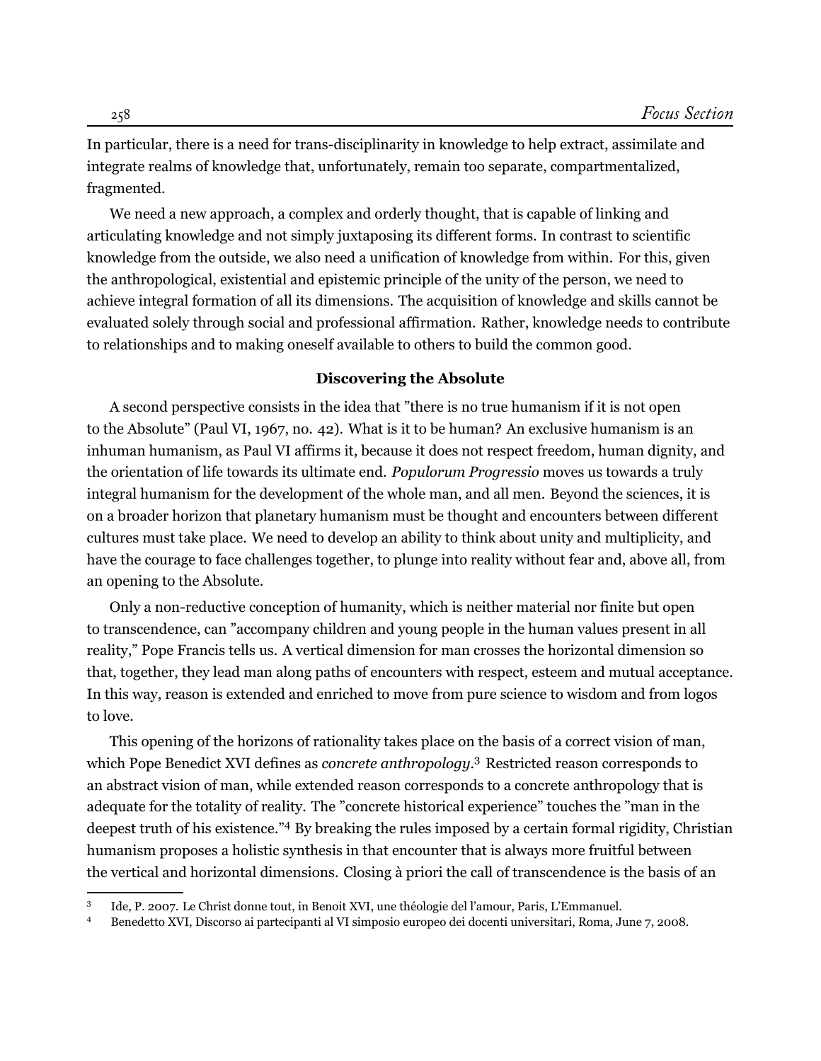In particular, there is a need for trans-disciplinarity in knowledge to help extract, assimilate and integrate realms of knowledge that, unfortunately, remain too separate, compartmentalized, fragmented.

We need a new approach, a complex and orderly thought, that is capable of linking and articulating knowledge and not simply juxtaposing its different forms. In contrast to scientific knowledge from the outside, we also need a unification of knowledge from within. For this, given the anthropological, existential and epistemic principle of the unity of the person, we need to achieve integral formation of all its dimensions. The acquisition of knowledge and skills cannot be evaluated solely through social and professional affirmation. Rather, knowledge needs to contribute to relationships and to making oneself available to others to build the common good.

### Discovering the Absolute

A second perspective consists in the idea that "there is no true humanism if it is not open to the Absolute" (Paul VI, 1967, no. 42). What is it to be human? An exclusive humanism is an inhuman humanism, as Paul VI affirms it, because it does not respect freedom, human dignity, and the orientation of life towards its ultimate end. *Populorum Progressio* moves us towards a truly integral humanism for the development of the whole man, and all men. Beyond the sciences, it is on a broader horizon that planetary humanism must be thought and encounters between different cultures must take place. We need to develop an ability to think about unity and multiplicity, and have the courage to face challenges together, to plunge into reality without fear and, above all, from an opening to the Absolute.

Only a non-reductive conception of humanity, which is neither material nor finite but open to transcendence, can "accompany children and young people in the human values present in all reality," Pope Francis tells us. A vertical dimension for man crosses the horizontal dimension so that, together, they lead man along paths of encounters with respect, esteem and mutual acceptance. In this way, reason is extended and enriched to move from pure science to wisdom and from logos to love.

This opening of the horizons of rationality takes place on the basis of a correct vision of man, which Pope Benedict XVI defines as *concrete anthropology*.[3] Restricted reason corresponds to an abstract vision of man, while extended reason corresponds to a concrete anthropology that is adequate for the totality of reality. The "concrete historical experience" touches the "man in the deepest truth of his existence."[4] By breaking the rules imposed by a certain formal rigidity, Christian humanism proposes a holistic synthesis in that encounter that is always more fruitful between the vertical and horizontal dimensions. Closing à priori the call of transcendence is the basis of an

---

[3] Ide, P. 2007. Le Christ donne tout, in Benoit XVI, une théologie del l'amour, Paris, L'Emmanuel.

[4] Benedetto XVI, Discorso ai partecipanti al VI simposio europeo dei docenti universitari, Roma, June 7, 2008.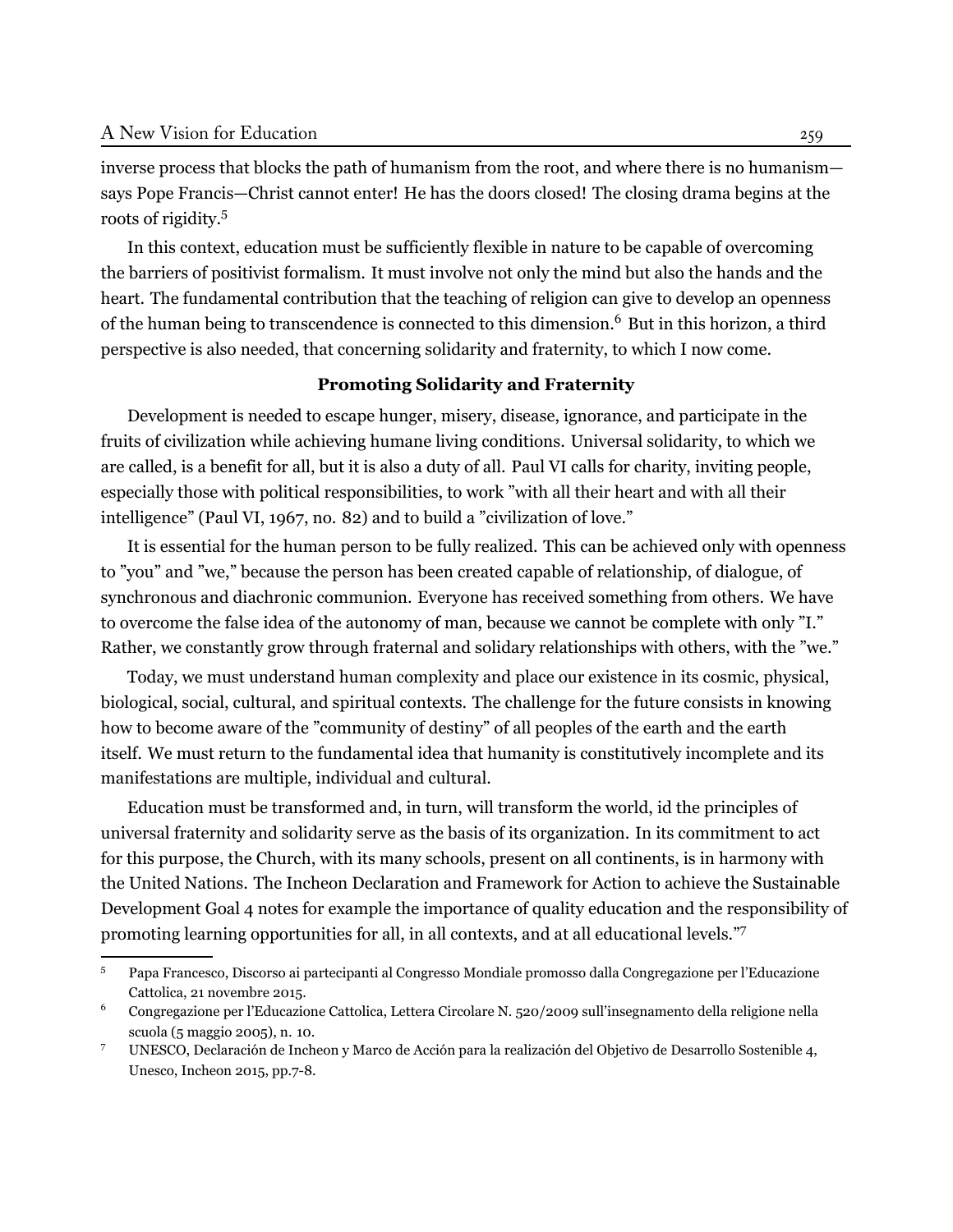inverse process that blocks the path of humanism from the root, and where there is no humanism—says Pope Francis—Christ cannot enter! He has the doors closed! The closing drama begins at the roots of rigidity.[5]

In this context, education must be sufficiently flexible in nature to be capable of overcoming the barriers of positivist formalism. It must involve not only the mind but also the hands and the heart. The fundamental contribution that the teaching of religion can give to develop an openness of the human being to transcendence is connected to this dimension.[6] But in this horizon, a third perspective is also needed, that concerning solidarity and fraternity, to which I now come.

### Promoting Solidarity and Fraternity

Development is needed to escape hunger, misery, disease, ignorance, and participate in the fruits of civilization while achieving humane living conditions. Universal solidarity, to which we are called, is a benefit for all, but it is also a duty of all. Paul VI calls for charity, inviting people, especially those with political responsibilities, to work "with all their heart and with all their intelligence" (Paul VI, 1967, no. 82) and to build a "civilization of love."

It is essential for the human person to be fully realized. This can be achieved only with openness to "you" and "we," because the person has been created capable of relationship, of dialogue, of synchronous and diachronic communion. Everyone has received something from others. We have to overcome the false idea of the autonomy of man, because we cannot be complete with only "I." Rather, we constantly grow through fraternal and solidary relationships with others, with the "we."

Today, we must understand human complexity and place our existence in its cosmic, physical, biological, social, cultural, and spiritual contexts. The challenge for the future consists in knowing how to become aware of the "community of destiny" of all peoples of the earth and the earth itself. We must return to the fundamental idea that humanity is constitutively incomplete and its manifestations are multiple, individual and cultural.

Education must be transformed and, in turn, will transform the world, id the principles of universal fraternity and solidarity serve as the basis of its organization. In its commitment to act for this purpose, the Church, with its many schools, present on all continents, is in harmony with the United Nations. The Incheon Declaration and Framework for Action to achieve the Sustainable Development Goal 4 notes for example the importance of quality education and the responsibility of promoting learning opportunities for all, in all contexts, and at all educational levels."[7]

---

[5] Papa Francesco, Discorso ai partecipanti al Congresso Mondiale promosso dalla Congregazione per l'Educazione Cattolica, 21 novembre 2015.

[6] Congregazione per l'Educazione Cattolica, Lettera Circolare N. 520/2009 sull'insegnamento della religione nella scuola (5 maggio 2005), n. 10.

[7] UNESCO, Declaración de Incheon y Marco de Acción para la realización del Objetivo de Desarrollo Sostenible 4, Unesco, Incheon 2015, pp.7-8.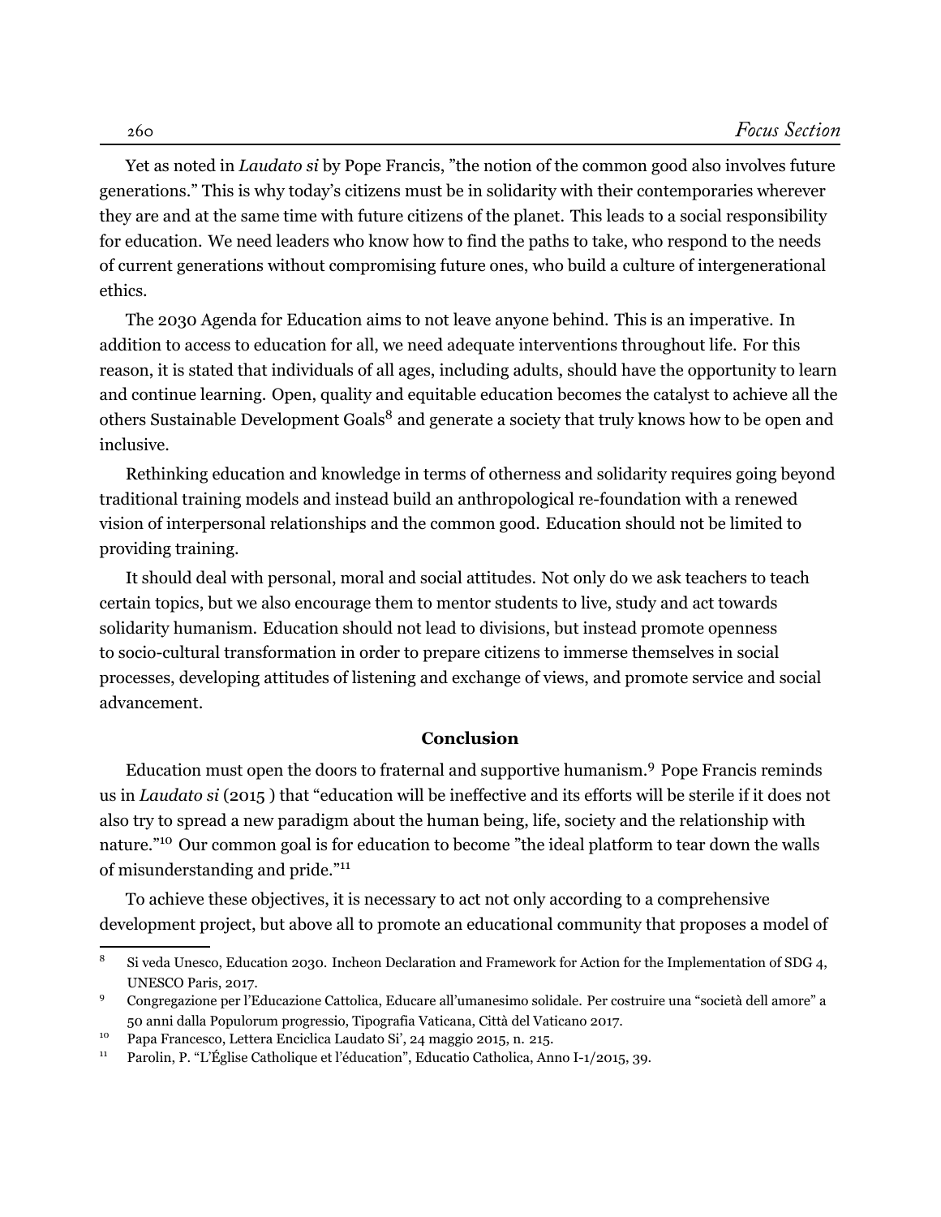Yet as noted in *Laudato si* by Pope Francis, "the notion of the common good also involves future generations." This is why today's citizens must be in solidarity with their contemporaries wherever they are and at the same time with future citizens of the planet. This leads to a social responsibility for education. We need leaders who know how to find the paths to take, who respond to the needs of current generations without compromising future ones, who build a culture of intergenerational ethics.

The 2030 Agenda for Education aims to not leave anyone behind. This is an imperative. In addition to access to education for all, we need adequate interventions throughout life. For this reason, it is stated that individuals of all ages, including adults, should have the opportunity to learn and continue learning. Open, quality and equitable education becomes the catalyst to achieve all the others Sustainable Development Goals[8] and generate a society that truly knows how to be open and inclusive.

Rethinking education and knowledge in terms of otherness and solidarity requires going beyond traditional training models and instead build an anthropological re-foundation with a renewed vision of interpersonal relationships and the common good. Education should not be limited to providing training.

It should deal with personal, moral and social attitudes. Not only do we ask teachers to teach certain topics, but we also encourage them to mentor students to live, study and act towards solidarity humanism. Education should not lead to divisions, but instead promote openness to socio-cultural transformation in order to prepare citizens to immerse themselves in social processes, developing attitudes of listening and exchange of views, and promote service and social advancement.

## Conclusion

Education must open the doors to fraternal and supportive humanism.[9] Pope Francis reminds us in *Laudato si* (2015 ) that "education will be ineffective and its efforts will be sterile if it does not also try to spread a new paradigm about the human being, life, society and the relationship with nature."[10] Our common goal is for education to become "the ideal platform to tear down the walls of misunderstanding and pride."[11]

To achieve these objectives, it is necessary to act not only according to a comprehensive development project, but above all to promote an educational community that proposes a model of

---

[8] Si veda Unesco, Education 2030. Incheon Declaration and Framework for Action for the Implementation of SDG 4, UNESCO Paris, 2017.

[9] Congregazione per l'Educazione Cattolica, Educare all'umanesimo solidale. Per costruire una "società dell amore" a 50 anni dalla Populorum progressio, Tipografia Vaticana, Città del Vaticano 2017.

[10] Papa Francesco, Lettera Enciclica Laudato Si', 24 maggio 2015, n. 215.

[11] Parolin, P. "L'Église Catholique et l'éducation", Educatio Catholica, Anno I-1/2015, 39.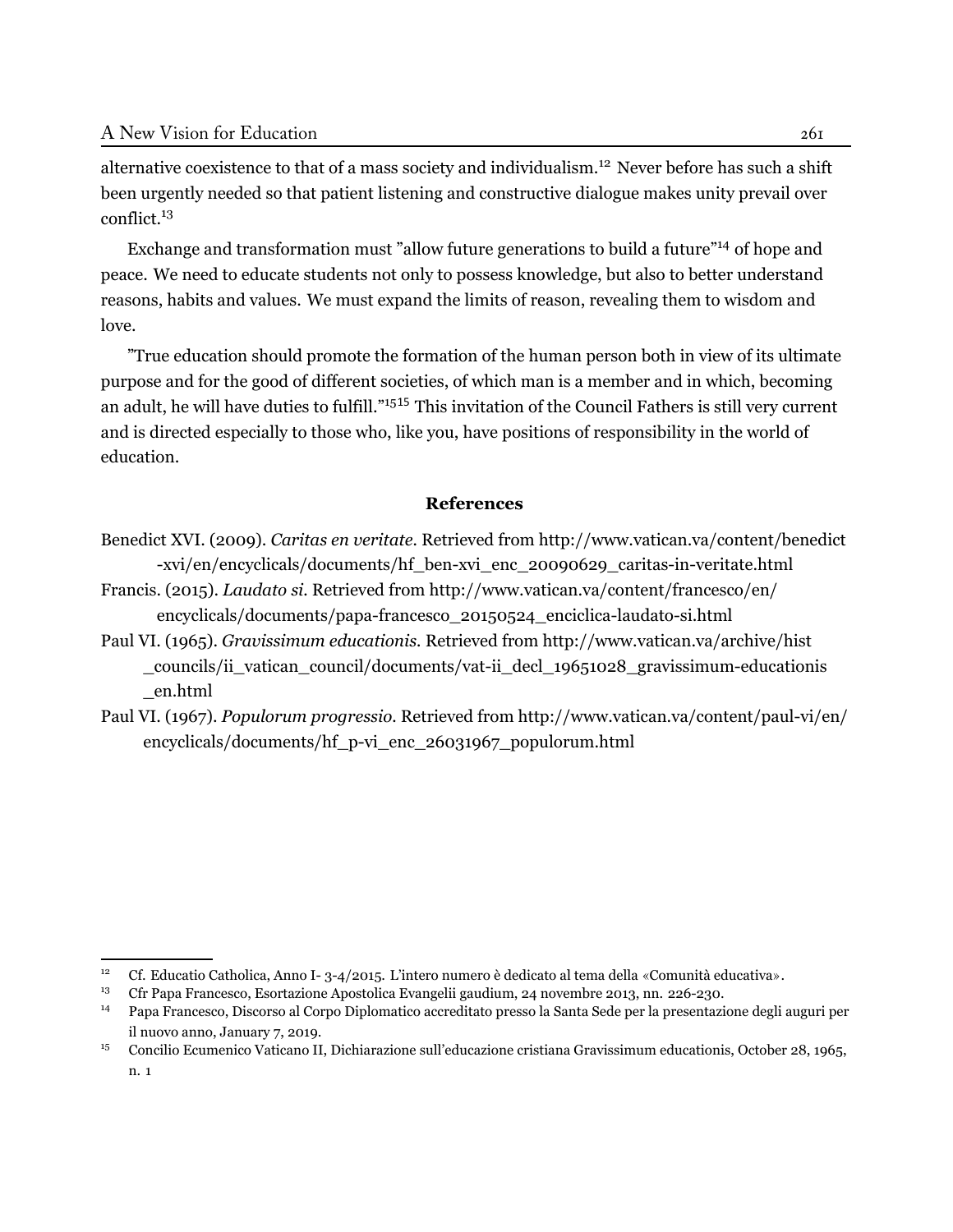alternative coexistence to that of a mass society and individualism.[12] Never before has such a shift been urgently needed so that patient listening and constructive dialogue makes unity prevail over conflict.[13]

Exchange and transformation must ”allow future generations to build a future”[14] of hope and peace. We need to educate students not only to possess knowledge, but also to better understand reasons, habits and values. We must expand the limits of reason, revealing them to wisdom and love.

”True education should promote the formation of the human person both in view of its ultimate purpose and for the good of different societies, of which man is a member and in which, becoming an adult, he will have duties to fulfill.”[15][15] This invitation of the Council Fathers is still very current and is directed especially to those who, like you, have positions of responsibility in the world of education.

## References

Benedict XVI. (2009). *Caritas en veritate.* Retrieved from http://www.vatican.va/content/benedict-xvi/en/encyclicals/documents/hf_ben-xvi_enc_20090629_caritas-in-veritate.html

Francis. (2015). *Laudato si.* Retrieved from http://www.vatican.va/content/francesco/en/encyclicals/documents/papa-francesco_20150524_enciclica-laudato-si.html

Paul VI. (1965). *Gravissimum educationis.* Retrieved from http://www.vatican.va/archive/hist_councils/ii_vatican_council/documents/vat-ii_decl_19651028_gravissimum-educationis_en.html

Paul VI. (1967). *Populorum progressio.* Retrieved from http://www.vatican.va/content/paul-vi/en/encyclicals/documents/hf_p-vi_enc_26031967_populorum.html

---

[12] Cf. Educatio Catholica, Anno I- 3-4/2015. L’intero numero è dedicato al tema della «Comunità educativa».

[13] Cfr Papa Francesco, Esortazione Apostolica Evangelii gaudium, 24 novembre 2013, nn. 226-230.

[14] Papa Francesco, Discorso al Corpo Diplomatico accreditato presso la Santa Sede per la presentazione degli auguri per il nuovo anno, January 7, 2019.

[15] Concilio Ecumenico Vaticano II, Dichiarazione sull’educazione cristiana Gravissimum educationis, October 28, 1965, n. 1